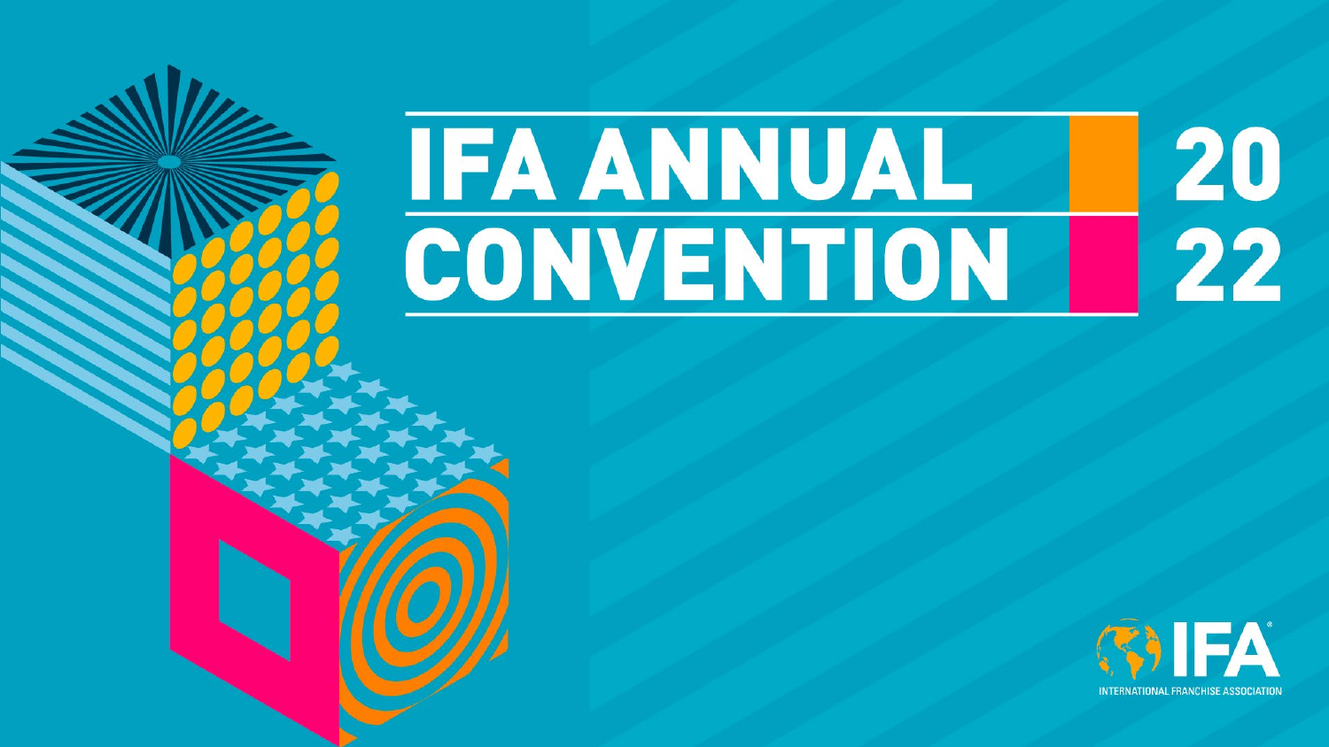# IFA ANNUAL CONVENTION 2022

IFA

INTERNATIONAL FRANCHISE ASSOCIATION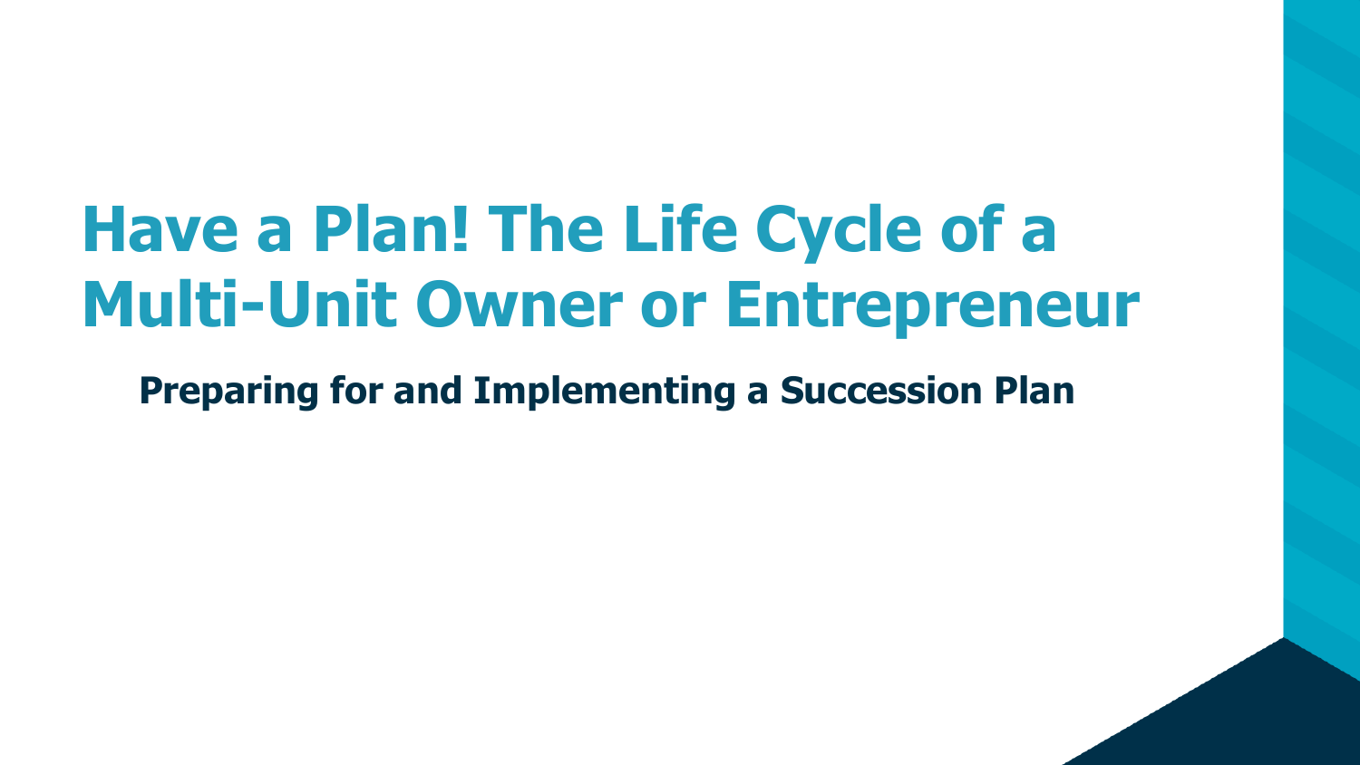# Have a Plan! The Life Cycle of a Multi-Unit Owner or Entrepreneur

## Preparing for and Implementing a Succession Plan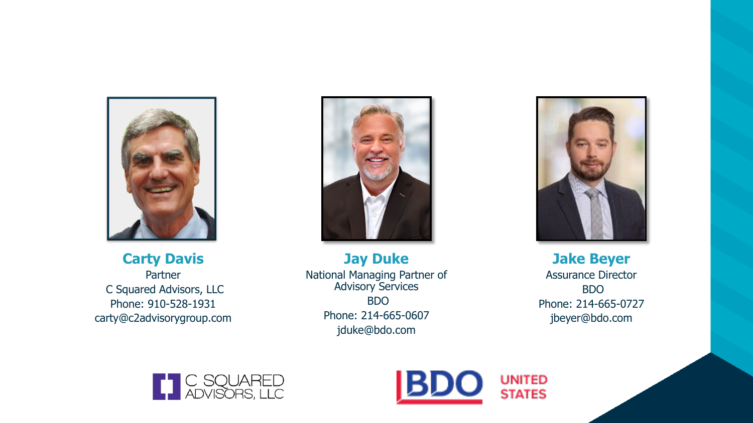**Carty Davis**
Partner
C Squared Advisors, LLC
Phone: 910-528-1931
carty@c2advisorygroup.com

**Jay Duke**
National Managing Partner of Advisory Services
BDO
Phone: 214-665-0607
jduke@bdo.com

**Jake Beyer**
Assurance Director
BDO
Phone: 214-665-0727
jbeyer@bdo.com

C SQUARED ADVISORS, LLC

BDO UNITED STATES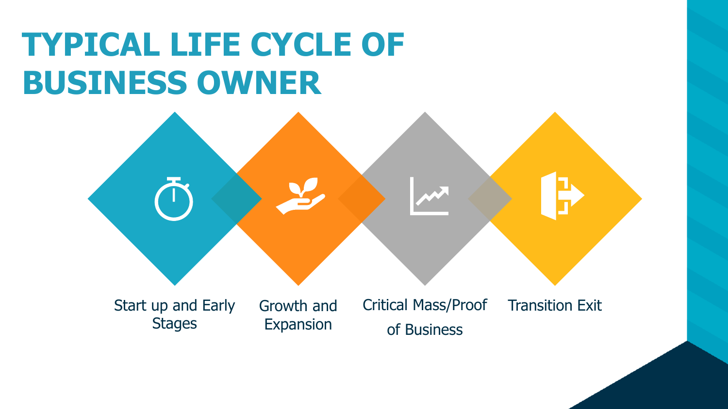# TYPICAL LIFE CYCLE OF BUSINESS OWNER

- Start up and Early Stages
- Growth and Expansion
- Critical Mass/Proof of Business
- Transition Exit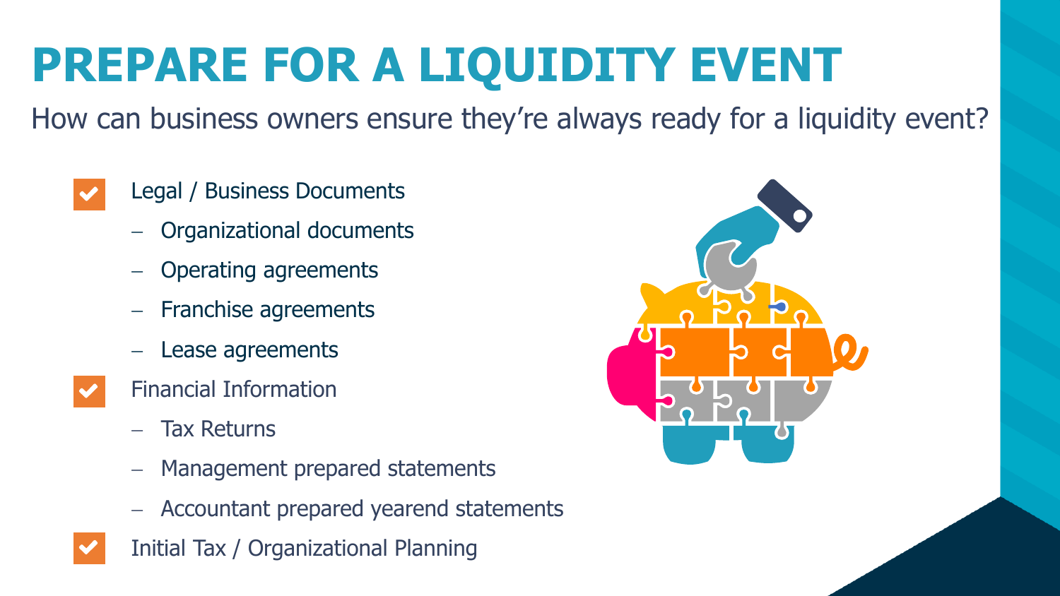# PREPARE FOR A LIQUIDITY EVENT

How can business owners ensure they're always ready for a liquidity event?

- Legal / Business Documents
  - Organizational documents
  - Operating agreements
  - Franchise agreements
  - Lease agreements
- Financial Information
  - Tax Returns
  - Management prepared statements
  - Accountant prepared yearend statements
- Initial Tax / Organizational Planning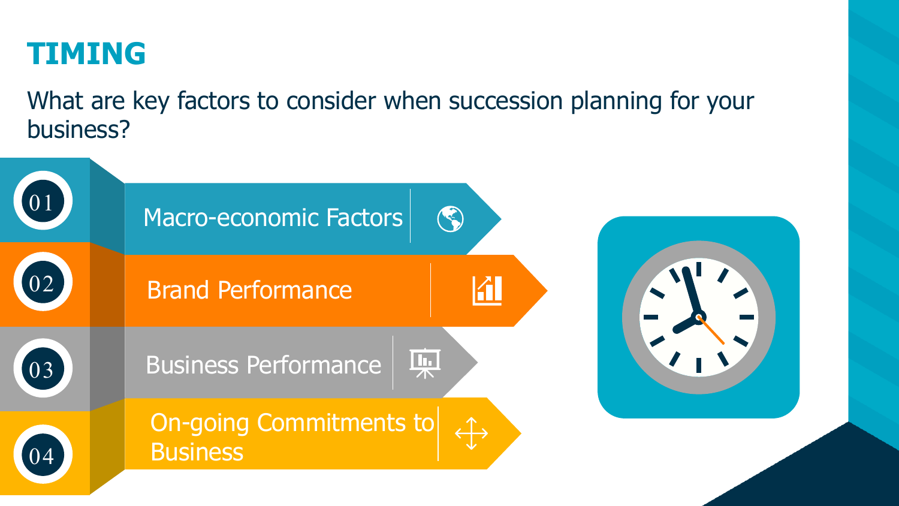# TIMING

What are key factors to consider when succession planning for your business?

01 Macro-economic Factors

02 Brand Performance

03 Business Performance

04 On-going Commitments to Business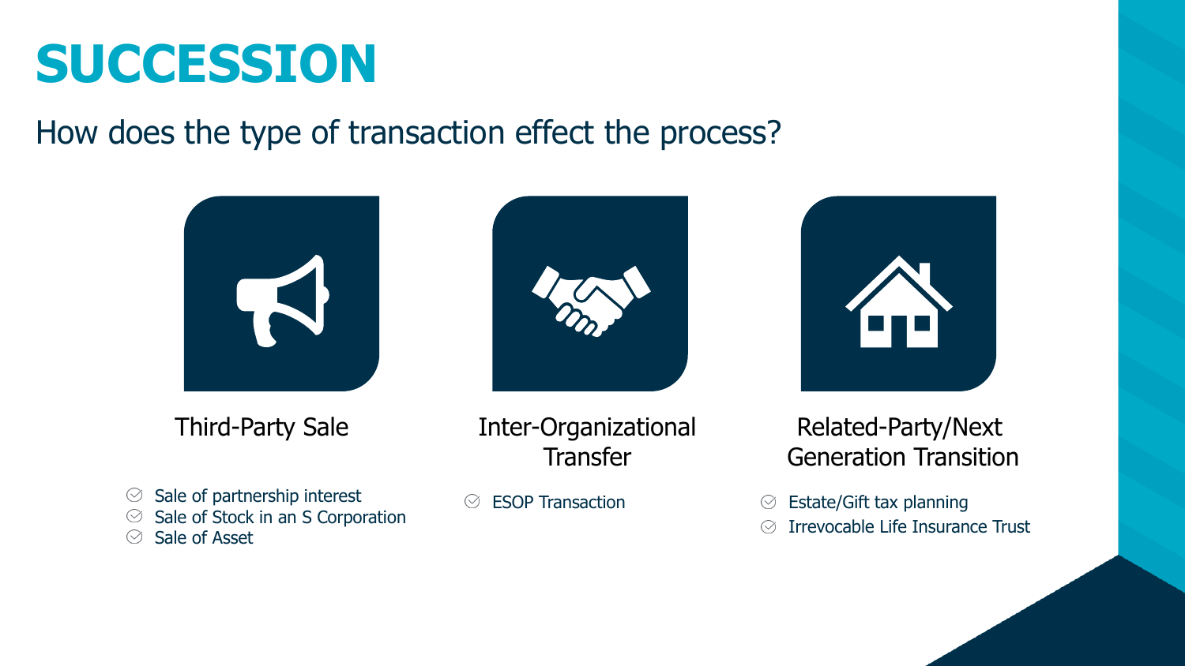# SUCCESSION

## How does the type of transaction effect the process?

### Third-Party Sale

- Sale of partnership interest
- Sale of Stock in an S Corporation
- Sale of Asset

### Inter-Organizational Transfer

- ESOP Transaction

### Related-Party/Next Generation Transition

- Estate/Gift tax planning
- Irrevocable Life Insurance Trust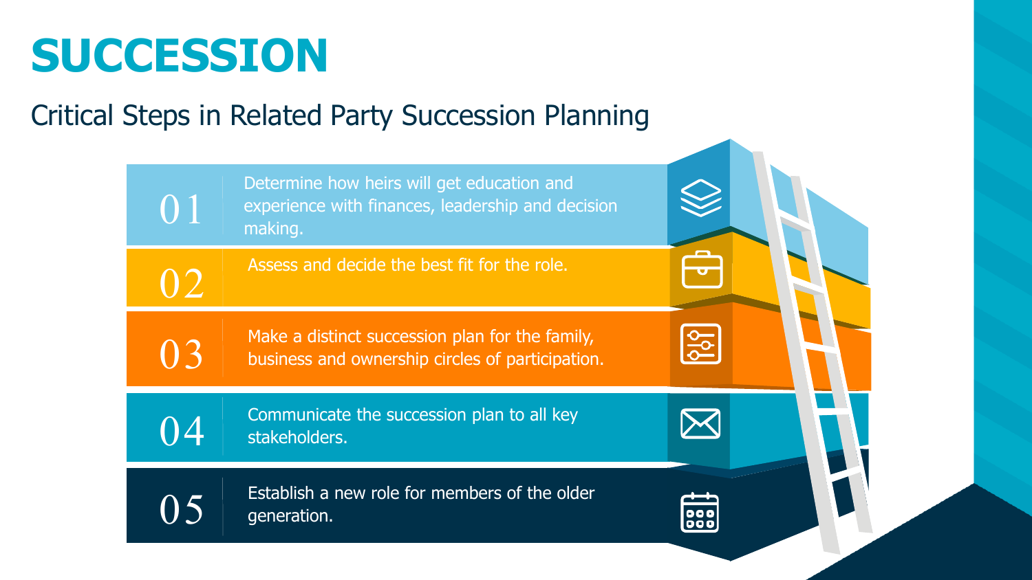# SUCCESSION

## Critical Steps in Related Party Succession Planning

01 Determine how heirs will get education and experience with finances, leadership and decision making.

02 Assess and decide the best fit for the role.

03 Make a distinct succession plan for the family, business and ownership circles of participation.

04 Communicate the succession plan to all key stakeholders.

05 Establish a new role for members of the older generation.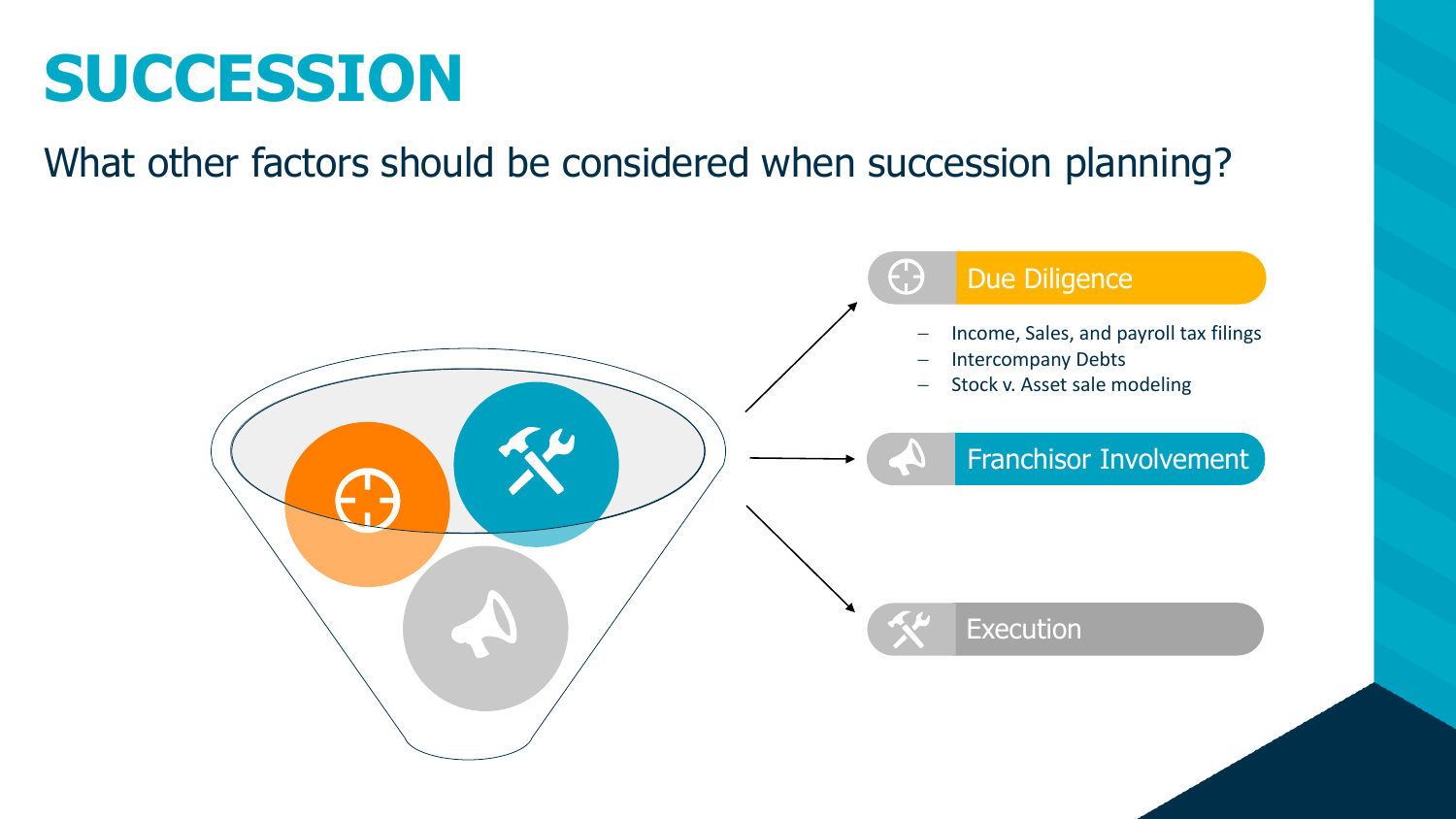# SUCCESSION

What other factors should be considered when succession planning?

## Due Diligence

- Income, Sales, and payroll tax filings
- Intercompany Debts
- Stock v. Asset sale modeling

## Franchisor Involvement

## Execution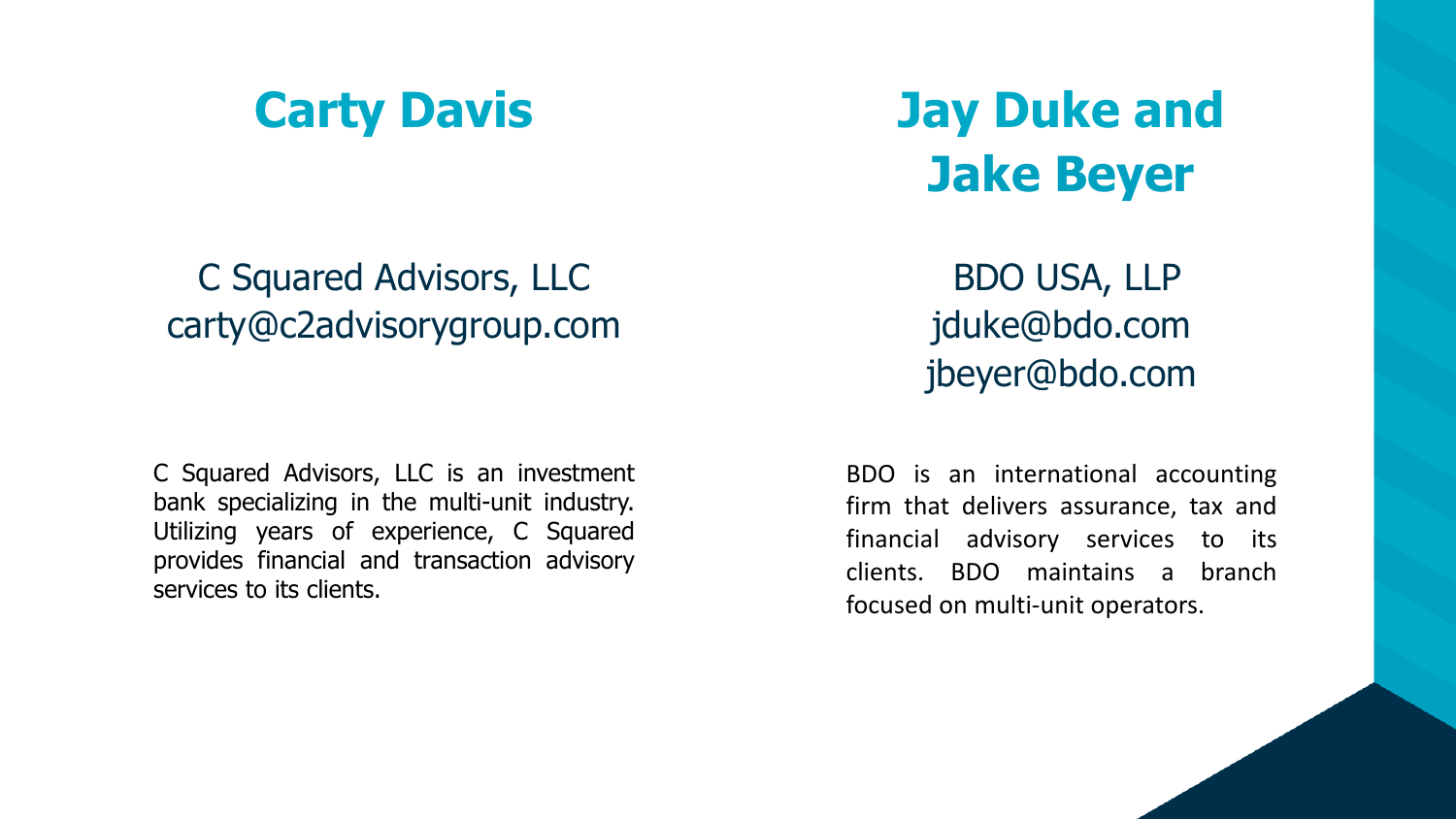## Carty Davis

C Squared Advisors, LLC
carty@c2advisorygroup.com

C Squared Advisors, LLC is an investment bank specializing in the multi-unit industry. Utilizing years of experience, C Squared provides financial and transaction advisory services to its clients.

## Jay Duke and Jake Beyer

BDO USA, LLP
jduke@bdo.com
jbeyer@bdo.com

BDO is an international accounting firm that delivers assurance, tax and financial advisory services to its clients. BDO maintains a branch focused on multi-unit operators.